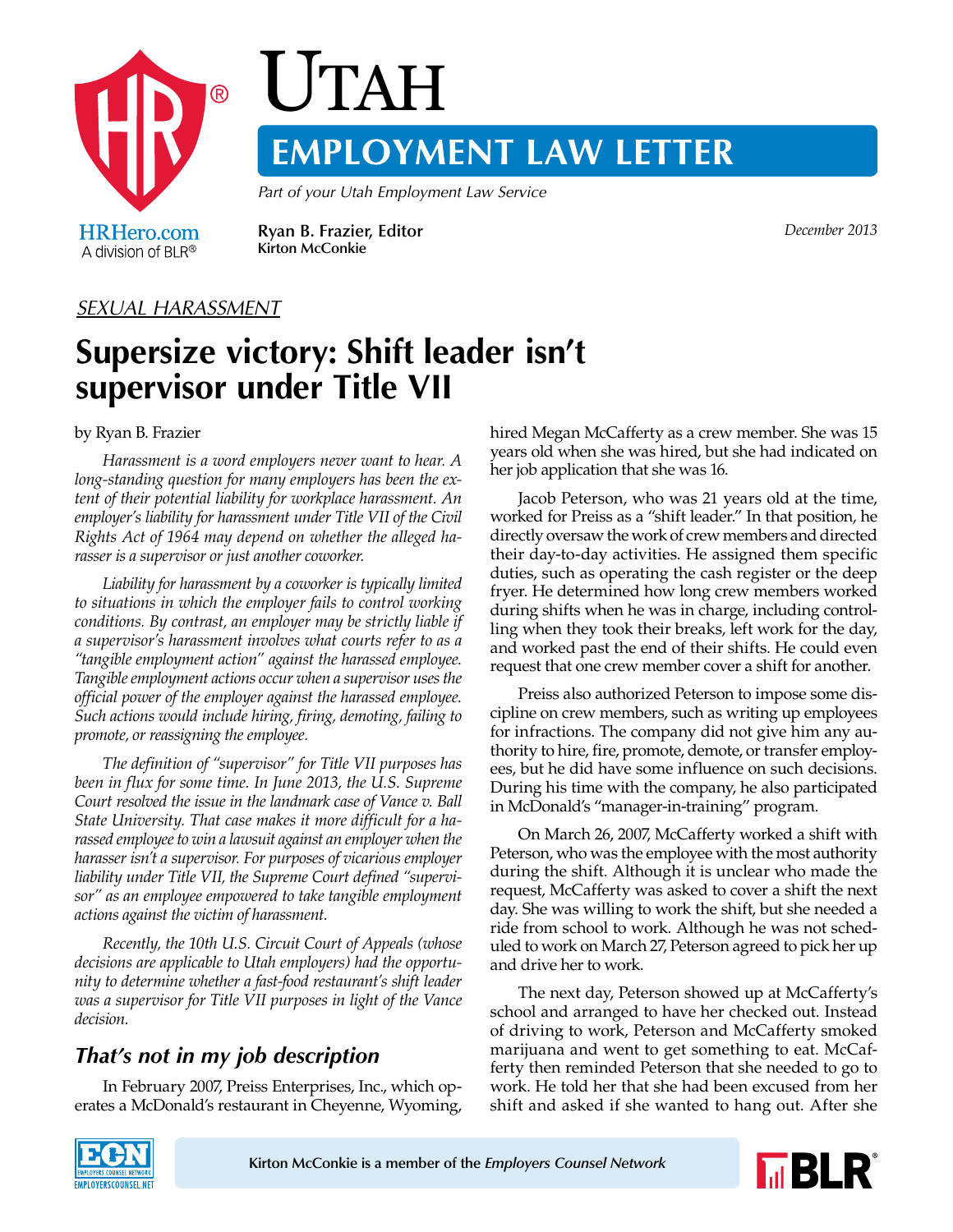# Utah Employment Law Letter

*Part of your Utah Employment Law Service*

**Ryan B. Frazier, Editor**
**Kirton McConkie**

*December 2013*

*SEXUAL HARASSMENT*

## Supersize victory: Shift leader isn't supervisor under Title VII

by Ryan B. Frazier

*Harassment is a word employers never want to hear. A long-standing question for many employers has been the extent of their potential liability for workplace harassment. An employer's liability for harassment under Title VII of the Civil Rights Act of 1964 may depend on whether the alleged harasser is a supervisor or just another coworker.*

*Liability for harassment by a coworker is typically limited to situations in which the employer fails to control working conditions. By contrast, an employer may be strictly liable if a supervisor's harassment involves what courts refer to as a "tangible employment action" against the harassed employee. Tangible employment actions occur when a supervisor uses the official power of the employer against the harassed employee. Such actions would include hiring, firing, demoting, failing to promote, or reassigning the employee.*

*The definition of "supervisor" for Title VII purposes has been in flux for some time. In June 2013, the U.S. Supreme Court resolved the issue in the landmark case of Vance v. Ball State University. That case makes it more difficult for a harassed employee to win a lawsuit against an employer when the harasser isn't a supervisor. For purposes of vicarious employer liability under Title VII, the Supreme Court defined "supervisor" as an employee empowered to take tangible employment actions against the victim of harassment.*

*Recently, the 10th U.S. Circuit Court of Appeals (whose decisions are applicable to Utah employers) had the opportunity to determine whether a fast-food restaurant's shift leader was a supervisor for Title VII purposes in light of the Vance decision.*

### *That's not in my job description*

In February 2007, Preiss Enterprises, Inc., which operates a McDonald's restaurant in Cheyenne, Wyoming, hired Megan McCafferty as a crew member. She was 15 years old when she was hired, but she had indicated on her job application that she was 16.

Jacob Peterson, who was 21 years old at the time, worked for Preiss as a "shift leader." In that position, he directly oversaw the work of crew members and directed their day-to-day activities. He assigned them specific duties, such as operating the cash register or the deep fryer. He determined how long crew members worked during shifts when he was in charge, including controlling when they took their breaks, left work for the day, and worked past the end of their shifts. He could even request that one crew member cover a shift for another.

Preiss also authorized Peterson to impose some discipline on crew members, such as writing up employees for infractions. The company did not give him any authority to hire, fire, promote, demote, or transfer employees, but he did have some influence on such decisions. During his time with the company, he also participated in McDonald's "manager-in-training" program.

On March 26, 2007, McCafferty worked a shift with Peterson, who was the employee with the most authority during the shift. Although it is unclear who made the request, McCafferty was asked to cover a shift the next day. She was willing to work the shift, but she needed a ride from school to work. Although he was not scheduled to work on March 27, Peterson agreed to pick her up and drive her to work.

The next day, Peterson showed up at McCafferty's school and arranged to have her checked out. Instead of driving to work, Peterson and McCafferty smoked marijuana and went to get something to eat. McCafferty then reminded Peterson that she needed to go to work. He told her that she had been excused from her shift and asked if she wanted to hang out. After she

Kirton McConkie is a member of the *Employers Counsel Network*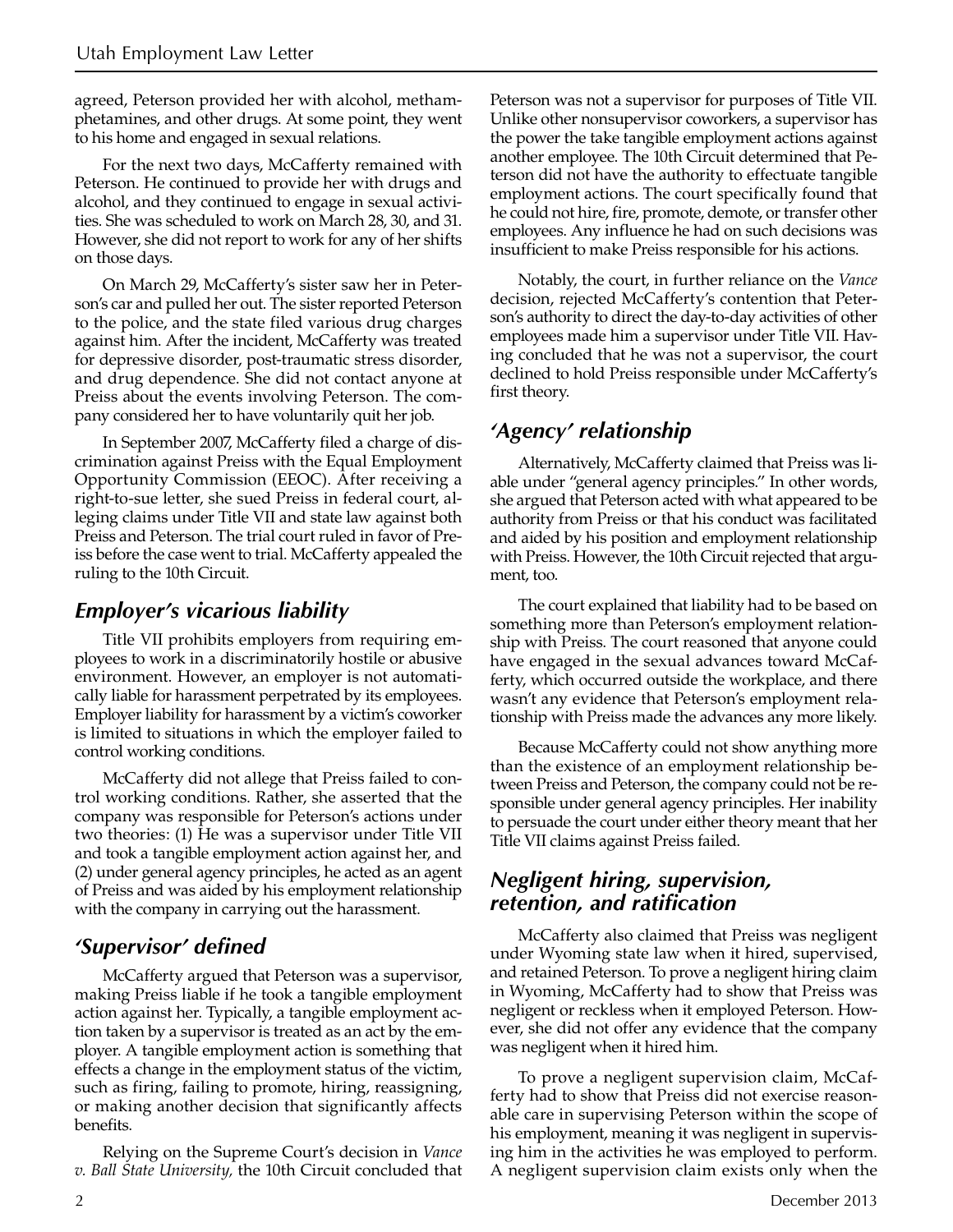agreed, Peterson provided her with alcohol, methamphetamines, and other drugs. At some point, they went to his home and engaged in sexual relations.

For the next two days, McCafferty remained with Peterson. He continued to provide her with drugs and alcohol, and they continued to engage in sexual activities. She was scheduled to work on March 28, 30, and 31. However, she did not report to work for any of her shifts on those days.

On March 29, McCafferty's sister saw her in Peterson's car and pulled her out. The sister reported Peterson to the police, and the state filed various drug charges against him. After the incident, McCafferty was treated for depressive disorder, post-traumatic stress disorder, and drug dependence. She did not contact anyone at Preiss about the events involving Peterson. The company considered her to have voluntarily quit her job.

In September 2007, McCafferty filed a charge of discrimination against Preiss with the Equal Employment Opportunity Commission (EEOC). After receiving a right-to-sue letter, she sued Preiss in federal court, alleging claims under Title VII and state law against both Preiss and Peterson. The trial court ruled in favor of Preiss before the case went to trial. McCafferty appealed the ruling to the 10th Circuit.

## *Employer's vicarious liability*

Title VII prohibits employers from requiring employees to work in a discriminatorily hostile or abusive environment. However, an employer is not automatically liable for harassment perpetrated by its employees. Employer liability for harassment by a victim's coworker is limited to situations in which the employer failed to control working conditions.

McCafferty did not allege that Preiss failed to control working conditions. Rather, she asserted that the company was responsible for Peterson's actions under two theories: (1) He was a supervisor under Title VII and took a tangible employment action against her, and (2) under general agency principles, he acted as an agent of Preiss and was aided by his employment relationship with the company in carrying out the harassment.

## *'Supervisor' defined*

McCafferty argued that Peterson was a supervisor, making Preiss liable if he took a tangible employment action against her. Typically, a tangible employment action taken by a supervisor is treated as an act by the employer. A tangible employment action is something that effects a change in the employment status of the victim, such as firing, failing to promote, hiring, reassigning, or making another decision that significantly affects benefits.

Relying on the Supreme Court's decision in *Vance v. Ball State University,* the 10th Circuit concluded that Peterson was not a supervisor for purposes of Title VII. Unlike other nonsupervisor coworkers, a supervisor has the power the take tangible employment actions against another employee. The 10th Circuit determined that Peterson did not have the authority to effectuate tangible employment actions. The court specifically found that he could not hire, fire, promote, demote, or transfer other employees. Any influence he had on such decisions was insufficient to make Preiss responsible for his actions.

Notably, the court, in further reliance on the *Vance* decision, rejected McCafferty's contention that Peterson's authority to direct the day-to-day activities of other employees made him a supervisor under Title VII. Having concluded that he was not a supervisor, the court declined to hold Preiss responsible under McCafferty's first theory.

## *'Agency' relationship*

Alternatively, McCafferty claimed that Preiss was liable under "general agency principles." In other words, she argued that Peterson acted with what appeared to be authority from Preiss or that his conduct was facilitated and aided by his position and employment relationship with Preiss. However, the 10th Circuit rejected that argument, too.

The court explained that liability had to be based on something more than Peterson's employment relationship with Preiss. The court reasoned that anyone could have engaged in the sexual advances toward McCafferty, which occurred outside the workplace, and there wasn't any evidence that Peterson's employment relationship with Preiss made the advances any more likely.

Because McCafferty could not show anything more than the existence of an employment relationship between Preiss and Peterson, the company could not be responsible under general agency principles. Her inability to persuade the court under either theory meant that her Title VII claims against Preiss failed.

## *Negligent hiring, supervision, retention, and ratification*

McCafferty also claimed that Preiss was negligent under Wyoming state law when it hired, supervised, and retained Peterson. To prove a negligent hiring claim in Wyoming, McCafferty had to show that Preiss was negligent or reckless when it employed Peterson. However, she did not offer any evidence that the company was negligent when it hired him.

To prove a negligent supervision claim, McCafferty had to show that Preiss did not exercise reasonable care in supervising Peterson within the scope of his employment, meaning it was negligent in supervising him in the activities he was employed to perform. A negligent supervision claim exists only when the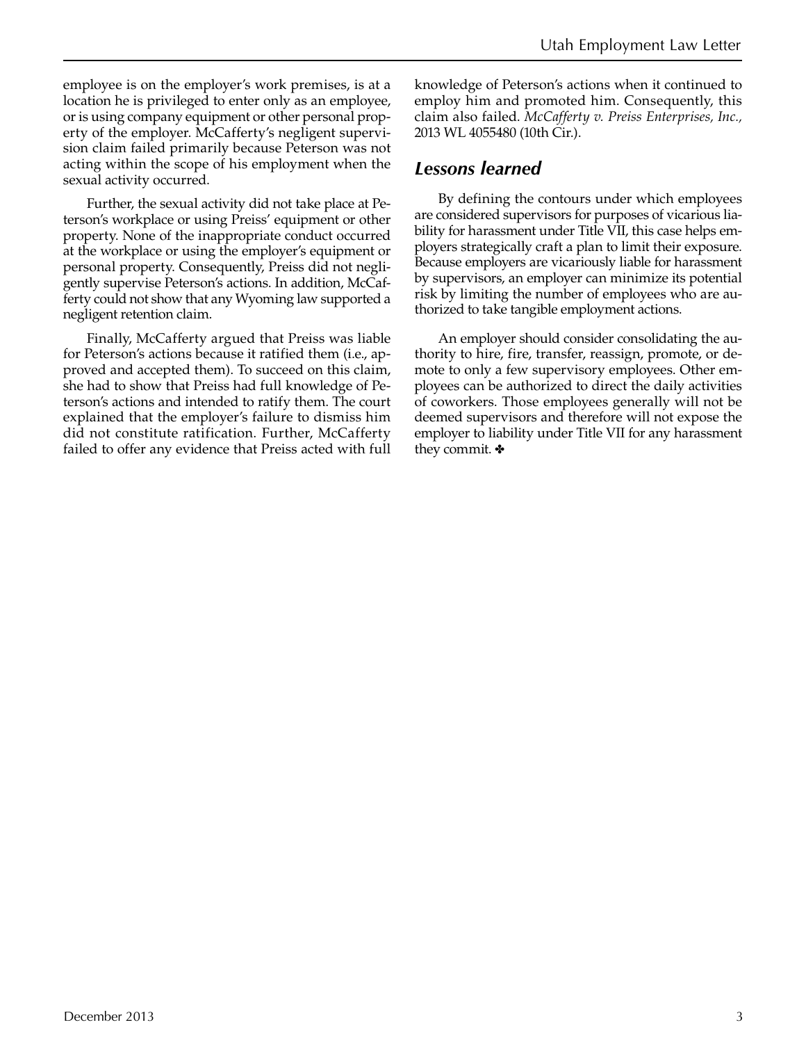employee is on the employer's work premises, is at a location he is privileged to enter only as an employee, or is using company equipment or other personal property of the employer. McCafferty's negligent supervision claim failed primarily because Peterson was not acting within the scope of his employment when the sexual activity occurred.

Further, the sexual activity did not take place at Peterson's workplace or using Preiss' equipment or other property. None of the inappropriate conduct occurred at the workplace or using the employer's equipment or personal property. Consequently, Preiss did not negligently supervise Peterson's actions. In addition, McCafferty could not show that any Wyoming law supported a negligent retention claim.

Finally, McCafferty argued that Preiss was liable for Peterson's actions because it ratified them (i.e., approved and accepted them). To succeed on this claim, she had to show that Preiss had full knowledge of Peterson's actions and intended to ratify them. The court explained that the employer's failure to dismiss him did not constitute ratification. Further, McCafferty failed to offer any evidence that Preiss acted with full knowledge of Peterson's actions when it continued to employ him and promoted him. Consequently, this claim also failed. *McCafferty v. Preiss Enterprises, Inc.,* 2013 WL 4055480 (10th Cir.).

## Lessons learned

By defining the contours under which employees are considered supervisors for purposes of vicarious liability for harassment under Title VII, this case helps employers strategically craft a plan to limit their exposure. Because employers are vicariously liable for harassment by supervisors, an employer can minimize its potential risk by limiting the number of employees who are authorized to take tangible employment actions.

An employer should consider consolidating the authority to hire, fire, transfer, reassign, promote, or demote to only a few supervisory employees. Other employees can be authorized to direct the daily activities of coworkers. Those employees generally will not be deemed supervisors and therefore will not expose the employer to liability under Title VII for any harassment they commit. ✤